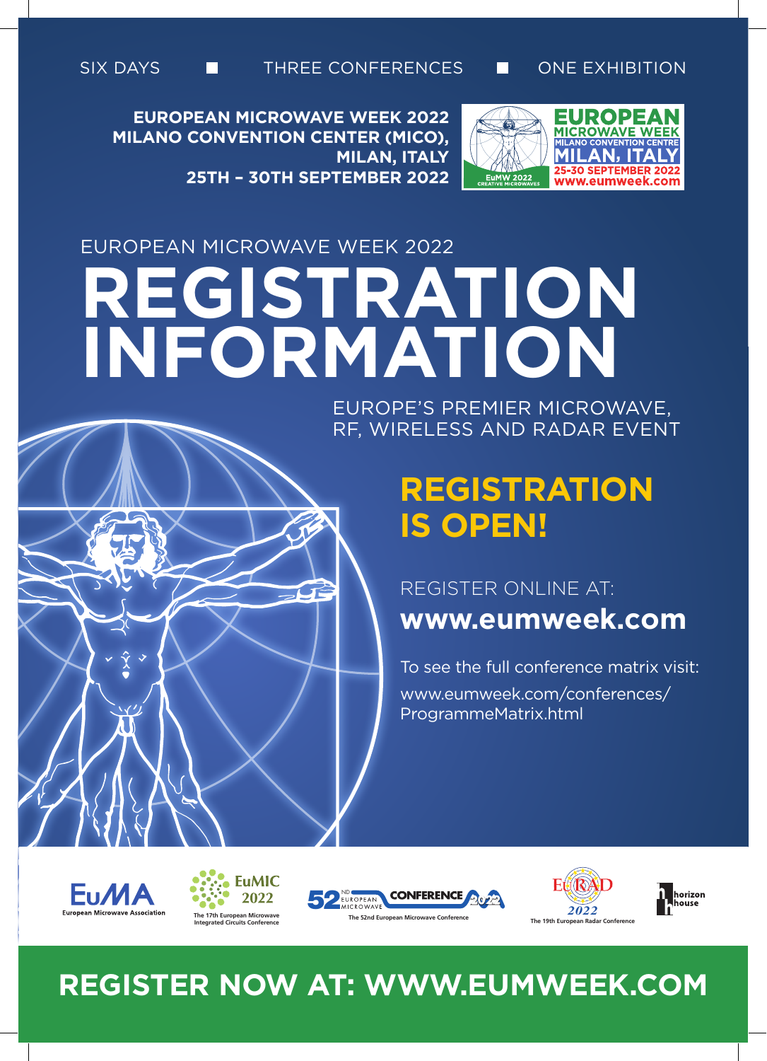SIX DAYS ■ THREE CONFERENCES ■ ONE EXHIBITION

**EUROPEAN MICROWAVE WEEK 2022**
**MILANO CONVENTION CENTER (MICO), MILAN, ITALY**
**25TH – 30TH SEPTEMBER 2022**

EUROPEAN MICROWAVE WEEK
MILANO CONVENTION CENTRE
MILAN, ITALY
25-30 SEPTEMBER 2022
www.eumweek.com

EuMW 2022
CREATIVE MICROWAVES

EUROPEAN MICROWAVE WEEK 2022

# REGISTRATION INFORMATION

EUROPE'S PREMIER MICROWAVE, RF, WIRELESS AND RADAR EVENT

## REGISTRATION IS OPEN!

REGISTER ONLINE AT:

**www.eumweek.com**

To see the full conference matrix visit:
www.eumweek.com/conferences/ProgrammeMatrix.html

EuMA – European Microwave Association

EuMIC 2022 – The 17th European Microwave Integrated Circuits Conference

52nd European Microwave Conference 2022 – The 52nd European Microwave Conference

EuRAD 2022 – The 19th European Radar Conference

horizon house

**REGISTER NOW AT: WWW.EUMWEEK.COM**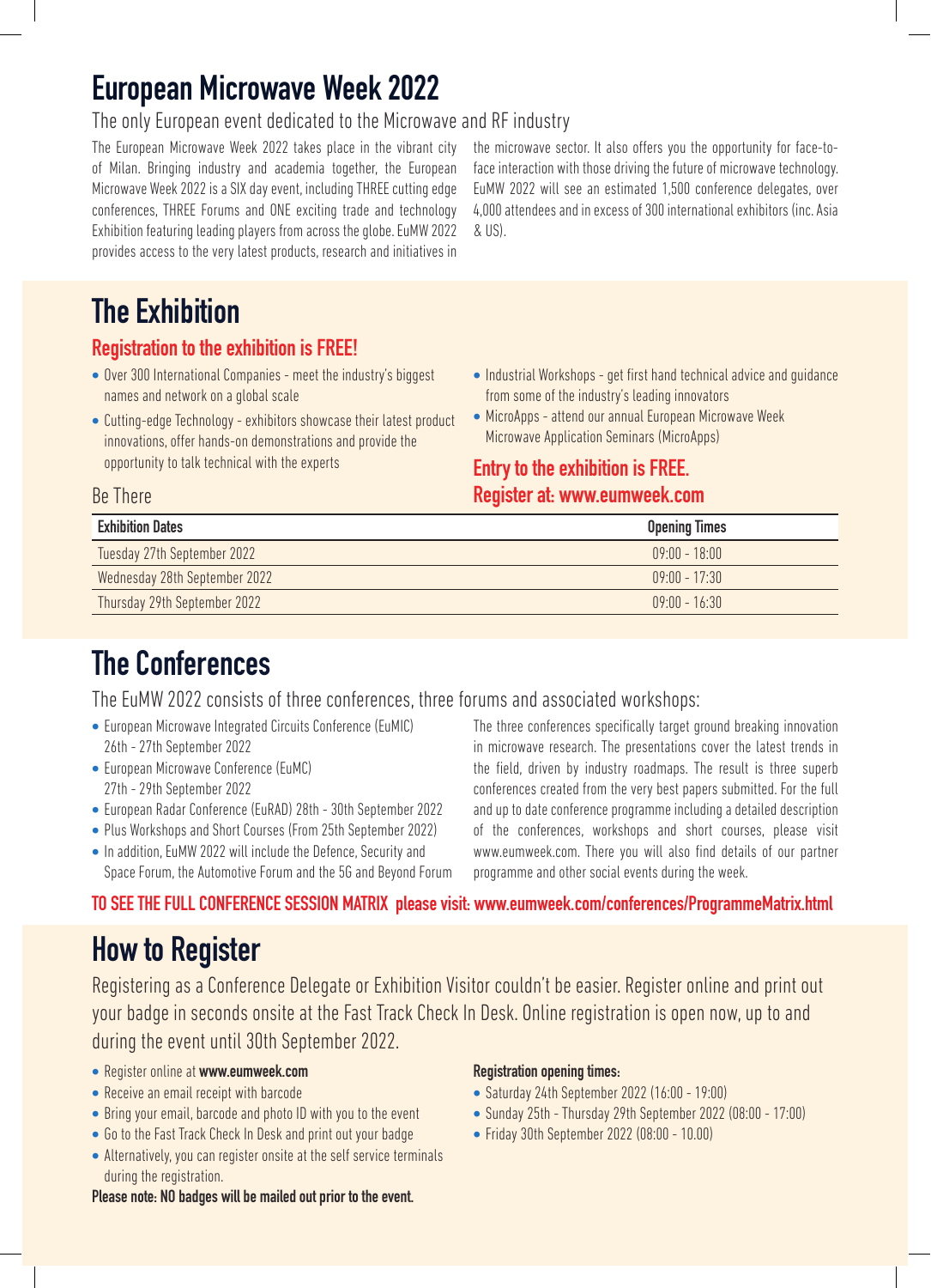# European Microwave Week 2022

The only European event dedicated to the Microwave and RF industry

The European Microwave Week 2022 takes place in the vibrant city of Milan. Bringing industry and academia together, the European Microwave Week 2022 is a SIX day event, including THREE cutting edge conferences, THREE Forums and ONE exciting trade and technology Exhibition featuring leading players from across the globe. EuMW 2022 provides access to the very latest products, research and initiatives in the microwave sector. It also offers you the opportunity for face-to-face interaction with those driving the future of microwave technology. EuMW 2022 will see an estimated 1,500 conference delegates, over 4,000 attendees and in excess of 300 international exhibitors (inc. Asia & US).

## The Exhibition

### Registration to the exhibition is FREE!

- Over 300 International Companies - meet the industry's biggest names and network on a global scale
- Cutting-edge Technology - exhibitors showcase their latest product innovations, offer hands-on demonstrations and provide the opportunity to talk technical with the experts
- Industrial Workshops - get first hand technical advice and guidance from some of the industry's leading innovators
- MicroApps - attend our annual European Microwave Week Microwave Application Seminars (MicroApps)

### Entry to the exhibition is FREE.
### Register at: www.eumweek.com

Be There

| Exhibition Dates | Opening Times |
|---|---|
| Tuesday 27th September 2022 | 09:00 - 18:00 |
| Wednesday 28th September 2022 | 09:00 - 17:30 |
| Thursday 29th September 2022 | 09:00 - 16:30 |

## The Conferences

The EuMW 2022 consists of three conferences, three forums and associated workshops:

- European Microwave Integrated Circuits Conference (EuMIC) 26th - 27th September 2022
- European Microwave Conference (EuMC) 27th - 29th September 2022
- European Radar Conference (EuRAD) 28th - 30th September 2022
- Plus Workshops and Short Courses (From 25th September 2022)
- In addition, EuMW 2022 will include the Defence, Security and Space Forum, the Automotive Forum and the 5G and Beyond Forum

The three conferences specifically target ground breaking innovation in microwave research. The presentations cover the latest trends in the field, driven by industry roadmaps. The result is three superb conferences created from the very best papers submitted. For the full and up to date conference programme including a detailed description of the conferences, workshops and short courses, please visit www.eumweek.com. There you will also find details of our partner programme and other social events during the week.

**TO SEE THE FULL CONFERENCE SESSION MATRIX please visit: www.eumweek.com/conferences/ProgrammeMatrix.html**

## How to Register

Registering as a Conference Delegate or Exhibition Visitor couldn't be easier. Register online and print out your badge in seconds onsite at the Fast Track Check In Desk. Online registration is open now, up to and during the event until 30th September 2022.

- Register online at **www.eumweek.com**
- Receive an email receipt with barcode
- Bring your email, barcode and photo ID with you to the event
- Go to the Fast Track Check In Desk and print out your badge
- Alternatively, you can register onsite at the self service terminals during the registration.

**Please note: NO badges will be mailed out prior to the event.**

**Registration opening times:**

- Saturday 24th September 2022 (16:00 - 19:00)
- Sunday 25th - Thursday 29th September 2022 (08:00 - 17:00)
- Friday 30th September 2022 (08:00 - 10.00)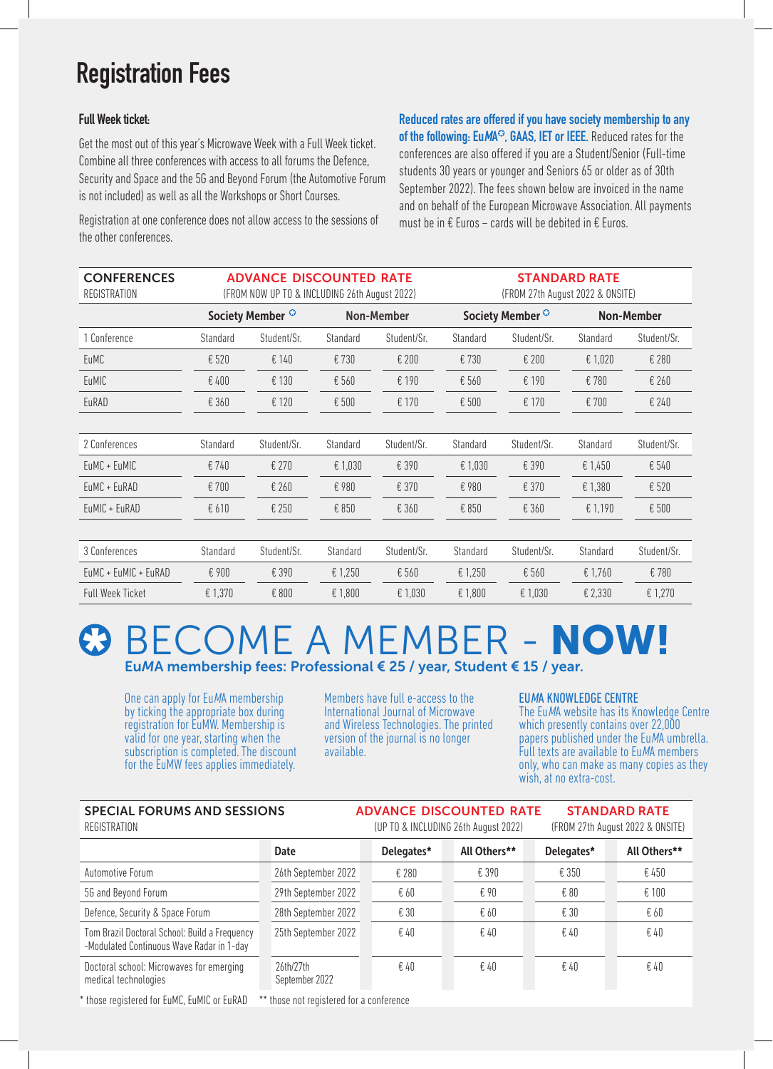# Registration Fees

**Full Week ticket:**

Get the most out of this year's Microwave Week with a Full Week ticket. Combine all three conferences with access to all forums the Defence, Security and Space and the 5G and Beyond Forum (the Automotive Forum is not included) as well as all the Workshops or Short Courses.

Registration at one conference does not allow access to the sessions of the other conferences.

**Reduced rates are offered if you have society membership to any of the following: EuMA, GAAS, IET or IEEE.** Reduced rates for the conferences are also offered if you are a Student/Senior (Full-time students 30 years or younger and Seniors 65 or older as of 30th September 2022). The fees shown below are invoiced in the name and on behalf of the European Microwave Association. All payments must be in € Euros – cards will be debited in € Euros.

| CONFERENCES REGISTRATION | ADVANCE DISCOUNTED RATE (FROM NOW UP TO & INCLUDING 26th August 2022) | | | | STANDARD RATE (FROM 27th August 2022 & ONSITE) | | | |
|---|---|---|---|---|---|---|---|---|
| | Society Member | | Non-Member | | Society Member | | Non-Member | |
| 1 Conference | Standard | Student/Sr. | Standard | Student/Sr. | Standard | Student/Sr. | Standard | Student/Sr. |
| EuMC | € 520 | € 140 | € 730 | € 200 | € 730 | € 200 | € 1,020 | € 280 |
| EuMIC | € 400 | € 130 | € 560 | € 190 | € 560 | € 190 | € 780 | € 260 |
| EuRAD | € 360 | € 120 | € 500 | € 170 | € 500 | € 170 | € 700 | € 240 |
| 2 Conferences | Standard | Student/Sr. | Standard | Student/Sr. | Standard | Student/Sr. | Standard | Student/Sr. |
| EuMC + EuMIC | € 740 | € 270 | € 1,030 | € 390 | € 1,030 | € 390 | € 1,450 | € 540 |
| EuMC + EuRAD | € 700 | € 260 | € 980 | € 370 | € 980 | € 370 | € 1,380 | € 520 |
| EuMIC + EuRAD | € 610 | € 250 | € 850 | € 360 | € 850 | € 360 | € 1,190 | € 500 |
| 3 Conferences | Standard | Student/Sr. | Standard | Student/Sr. | Standard | Student/Sr. | Standard | Student/Sr. |
| EuMC + EuMIC + EuRAD | € 900 | € 390 | € 1,250 | € 560 | € 1,250 | € 560 | € 1,760 | € 780 |
| Full Week Ticket | € 1,370 | € 800 | € 1,800 | € 1,030 | € 1,800 | € 1,030 | € 2,330 | € 1,270 |

## BECOME A MEMBER - **NOW!**

**EuMA membership fees: Professional € 25 / year, Student € 15 / year.**

One can apply for EuMA membership by ticking the appropriate box during registration for EuMW. Membership is valid for one year, starting when the subscription is completed. The discount for the EuMW fees applies immediately.

Members have full e-access to the International Journal of Microwave and Wireless Technologies. The printed version of the journal is no longer available.

**EUMA KNOWLEDGE CENTRE**
The EuMA website has its Knowledge Centre which presently contains over 22,000 papers published under the EuMA umbrella. Full texts are available to EuMA members only, who can make as many copies as they wish, at no extra-cost.

| SPECIAL FORUMS AND SESSIONS REGISTRATION | | ADVANCE DISCOUNTED RATE (UP TO & INCLUDING 26th August 2022) | | STANDARD RATE (FROM 27th August 2022 & ONSITE) | |
|---|---|---|---|---|---|
| | **Date** | **Delegates*** | **All Others**** | **Delegates*** | **All Others**** |
| Automotive Forum | 26th September 2022 | € 280 | € 390 | € 350 | € 450 |
| 5G and Beyond Forum | 29th September 2022 | € 60 | € 90 | € 80 | € 100 |
| Defence, Security & Space Forum | 28th September 2022 | € 30 | € 60 | € 30 | € 60 |
| Tom Brazil Doctoral School: Build a Frequency -Modulated Continuous Wave Radar in 1-day | 25th September 2022 | € 40 | € 40 | € 40 | € 40 |
| Doctoral school: Microwaves for emerging medical technologies | 26th/27th September 2022 | € 40 | € 40 | € 40 | € 40 |

\* those registered for EuMC, EuMIC or EuRAD ** those not registered for a conference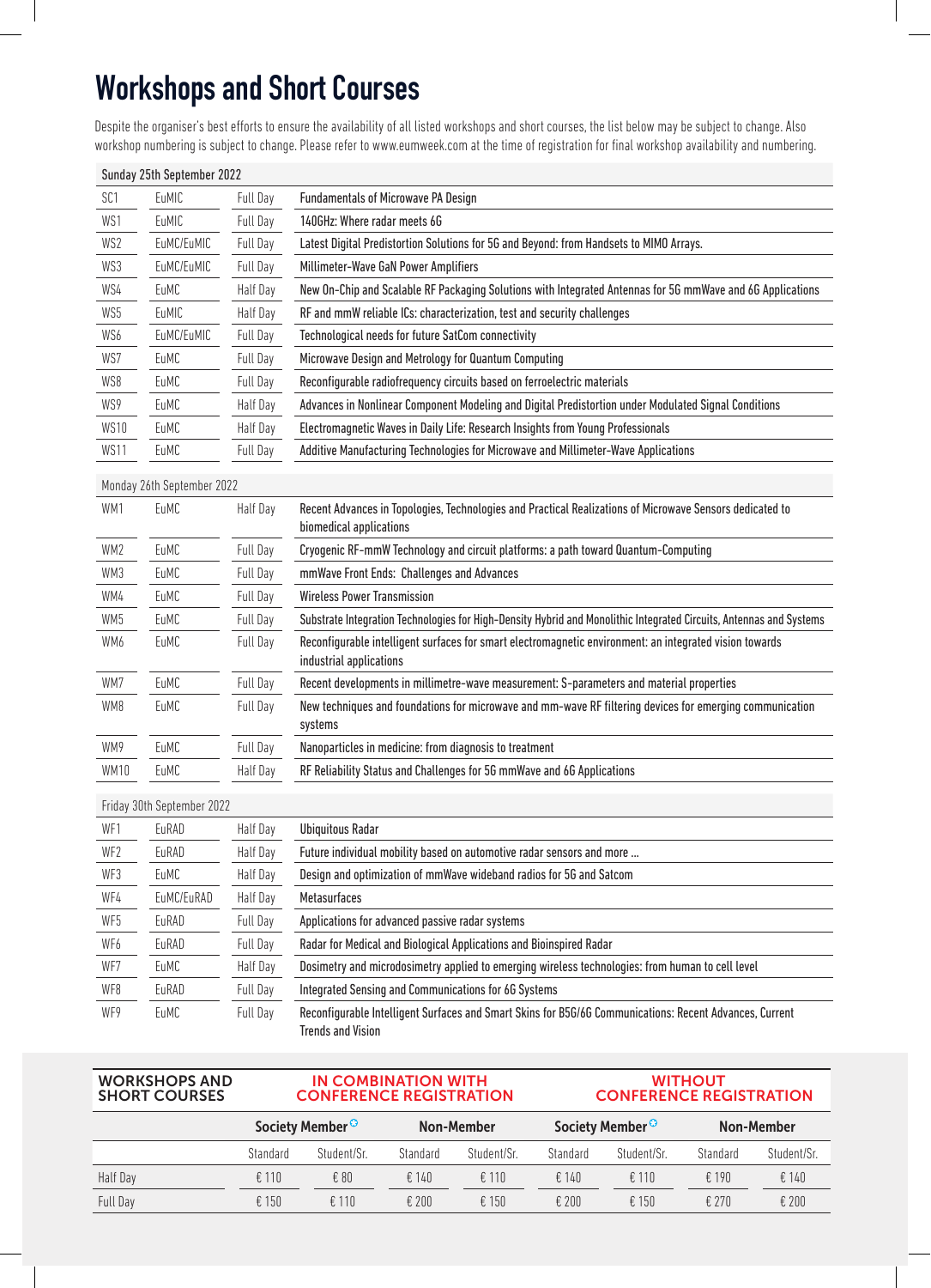# Workshops and Short Courses

Despite the organiser's best efforts to ensure the availability of all listed workshops and short courses, the list below may be subject to change. Also workshop numbering is subject to change. Please refer to www.eumweek.com at the time of registration for final workshop availability and numbering.

| Sunday 25th September 2022 | | | |
|---|---|---|---|
| SC1 | EuMIC | Full Day | Fundamentals of Microwave PA Design |
| WS1 | EuMIC | Full Day | 140GHz: Where radar meets 6G |
| WS2 | EuMC/EuMIC | Full Day | Latest Digital Predistortion Solutions for 5G and Beyond: from Handsets to MIMO Arrays. |
| WS3 | EuMC/EuMIC | Full Day | Millimeter-Wave GaN Power Amplifiers |
| WS4 | EuMC | Half Day | New On-Chip and Scalable RF Packaging Solutions with Integrated Antennas for 5G mmWave and 6G Applications |
| WS5 | EuMIC | Half Day | RF and mmW reliable ICs: characterization, test and security challenges |
| WS6 | EuMC/EuMIC | Full Day | Technological needs for future SatCom connectivity |
| WS7 | EuMC | Full Day | Microwave Design and Metrology for Quantum Computing |
| WS8 | EuMC | Full Day | Reconfigurable radiofrequency circuits based on ferroelectric materials |
| WS9 | EuMC | Half Day | Advances in Nonlinear Component Modeling and Digital Predistortion under Modulated Signal Conditions |
| WS10 | EuMC | Half Day | Electromagnetic Waves in Daily Life: Research Insights from Young Professionals |
| WS11 | EuMC | Full Day | Additive Manufacturing Technologies for Microwave and Millimeter-Wave Applications |

| Monday 26th September 2022 | | | |
|---|---|---|---|
| WM1 | EuMC | Half Day | Recent Advances in Topologies, Technologies and Practical Realizations of Microwave Sensors dedicated to biomedical applications |
| WM2 | EuMC | Full Day | Cryogenic RF-mmW Technology and circuit platforms: a path toward Quantum-Computing |
| WM3 | EuMC | Full Day | mmWave Front Ends: Challenges and Advances |
| WM4 | EuMC | Full Day | Wireless Power Transmission |
| WM5 | EuMC | Full Day | Substrate Integration Technologies for High-Density Hybrid and Monolithic Integrated Circuits, Antennas and Systems |
| WM6 | EuMC | Full Day | Reconfigurable intelligent surfaces for smart electromagnetic environment: an integrated vision towards industrial applications |
| WM7 | EuMC | Full Day | Recent developments in millimetre-wave measurement: S-parameters and material properties |
| WM8 | EuMC | Full Day | New techniques and foundations for microwave and mm-wave RF filtering devices for emerging communication systems |
| WM9 | EuMC | Full Day | Nanoparticles in medicine: from diagnosis to treatment |
| WM10 | EuMC | Half Day | RF Reliability Status and Challenges for 5G mmWave and 6G Applications |

| Friday 30th September 2022 | | | |
|---|---|---|---|
| WF1 | EuRAD | Half Day | Ubiquitous Radar |
| WF2 | EuRAD | Half Day | Future individual mobility based on automotive radar sensors and more ... |
| WF3 | EuMC | Half Day | Design and optimization of mmWave wideband radios for 5G and Satcom |
| WF4 | EuMC/EuRAD | Half Day | Metasurfaces |
| WF5 | EuRAD | Full Day | Applications for advanced passive radar systems |
| WF6 | EuRAD | Full Day | Radar for Medical and Biological Applications and Bioinspired Radar |
| WF7 | EuMC | Half Day | Dosimetry and microdosimetry applied to emerging wireless technologies: from human to cell level |
| WF8 | EuRAD | Full Day | Integrated Sensing and Communications for 6G Systems |
| WF9 | EuMC | Full Day | Reconfigurable Intelligent Surfaces and Smart Skins for B5G/6G Communications: Recent Advances, Current Trends and Vision |

| WORKSHOPS AND SHORT COURSES | IN COMBINATION WITH CONFERENCE REGISTRATION | | | | WITHOUT CONFERENCE REGISTRATION | | | |
|---|---|---|---|---|---|---|---|---|
| | Society Member | | Non-Member | | Society Member | | Non-Member | |
| | Standard | Student/Sr. | Standard | Student/Sr. | Standard | Student/Sr. | Standard | Student/Sr. |
| Half Day | € 110 | € 80 | € 140 | € 110 | € 140 | € 110 | € 190 | € 140 |
| Full Day | € 150 | € 110 | € 200 | € 150 | € 200 | € 150 | € 270 | € 200 |